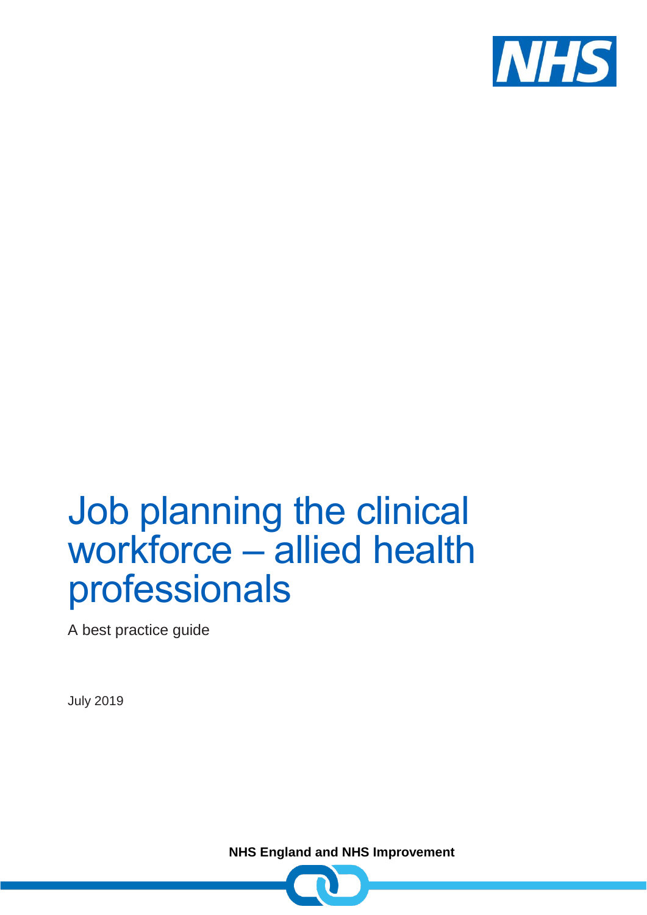# Job planning the clinical workforce – allied health professionals

A best practice guide

July 2019

**NHS England and NHS Improvement**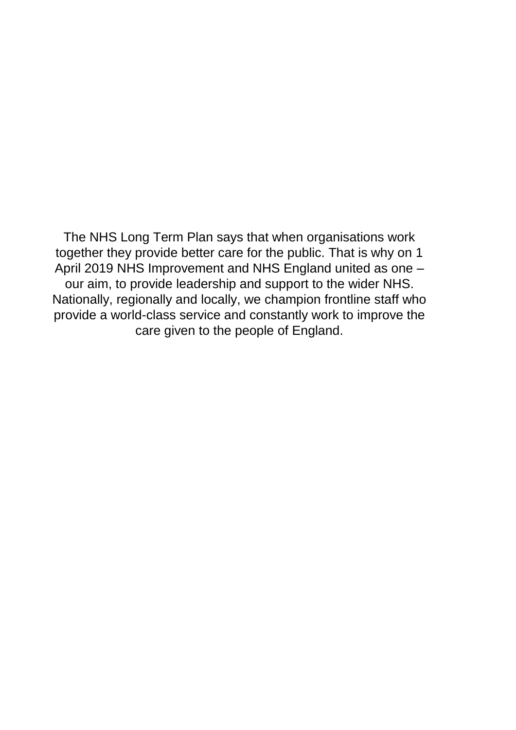The NHS Long Term Plan says that when organisations work together they provide better care for the public. That is why on 1 April 2019 NHS Improvement and NHS England united as one – our aim, to provide leadership and support to the wider NHS. Nationally, regionally and locally, we champion frontline staff who provide a world-class service and constantly work to improve the care given to the people of England.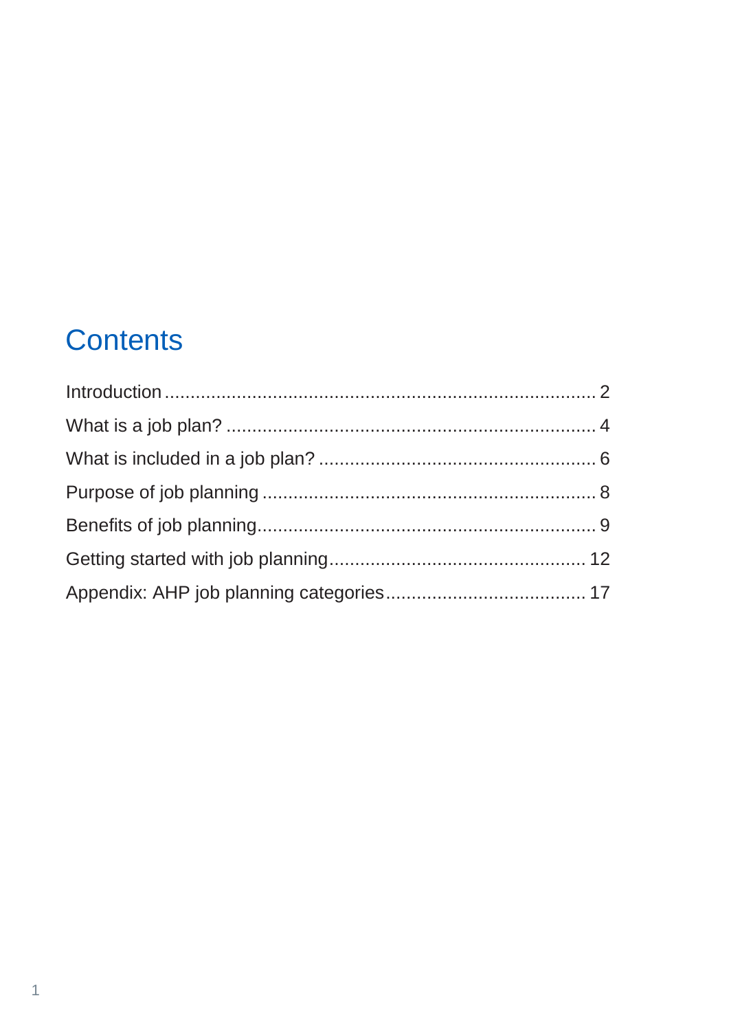# Contents

Introduction .................................................................................. 2

What is a job plan? ........................................................................ 4

What is included in a job plan? ...................................................... 6

Purpose of job planning ................................................................. 8

Benefits of job planning .................................................................. 9

Getting started with job planning .................................................. 12

Appendix: AHP job planning categories ....................................... 17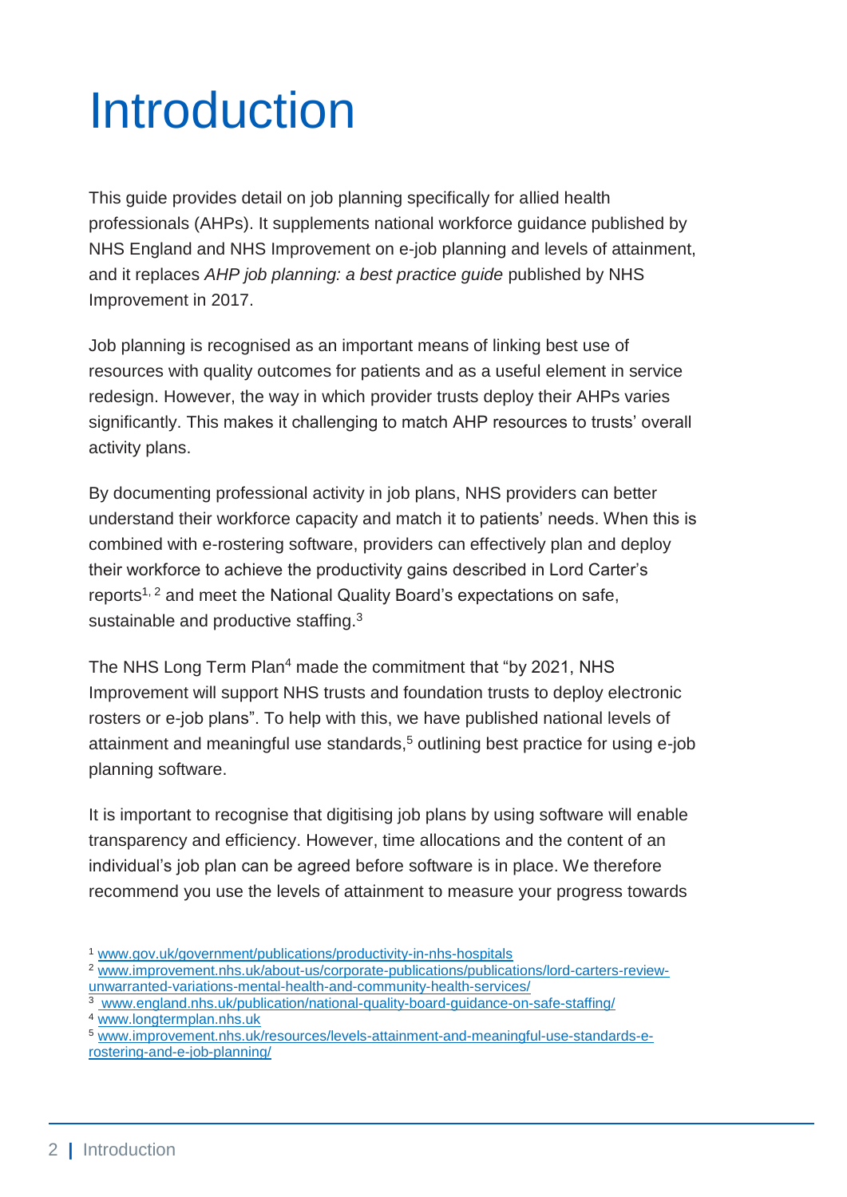# Introduction

This guide provides detail on job planning specifically for allied health professionals (AHPs). It supplements national workforce guidance published by NHS England and NHS Improvement on e-job planning and levels of attainment, and it replaces *AHP job planning: a best practice guide* published by NHS Improvement in 2017.

Job planning is recognised as an important means of linking best use of resources with quality outcomes for patients and as a useful element in service redesign. However, the way in which provider trusts deploy their AHPs varies significantly. This makes it challenging to match AHP resources to trusts' overall activity plans.

By documenting professional activity in job plans, NHS providers can better understand their workforce capacity and match it to patients' needs. When this is combined with e-rostering software, providers can effectively plan and deploy their workforce to achieve the productivity gains described in Lord Carter's reports[1, 2] and meet the National Quality Board's expectations on safe, sustainable and productive staffing.[3]

The NHS Long Term Plan[4] made the commitment that "by 2021, NHS Improvement will support NHS trusts and foundation trusts to deploy electronic rosters or e-job plans". To help with this, we have published national levels of attainment and meaningful use standards,[5] outlining best practice for using e-job planning software.

It is important to recognise that digitising job plans by using software will enable transparency and efficiency. However, time allocations and the content of an individual's job plan can be agreed before software is in place. We therefore recommend you use the levels of attainment to measure your progress towards

[1] www.gov.uk/government/publications/productivity-in-nhs-hospitals

[2] www.improvement.nhs.uk/about-us/corporate-publications/publications/lord-carters-review-unwarranted-variations-mental-health-and-community-health-services/

[3] www.england.nhs.uk/publication/national-quality-board-guidance-on-safe-staffing/

[4] www.longtermplan.nhs.uk

[5] www.improvement.nhs.uk/resources/levels-attainment-and-meaningful-use-standards-e-rostering-and-e-job-planning/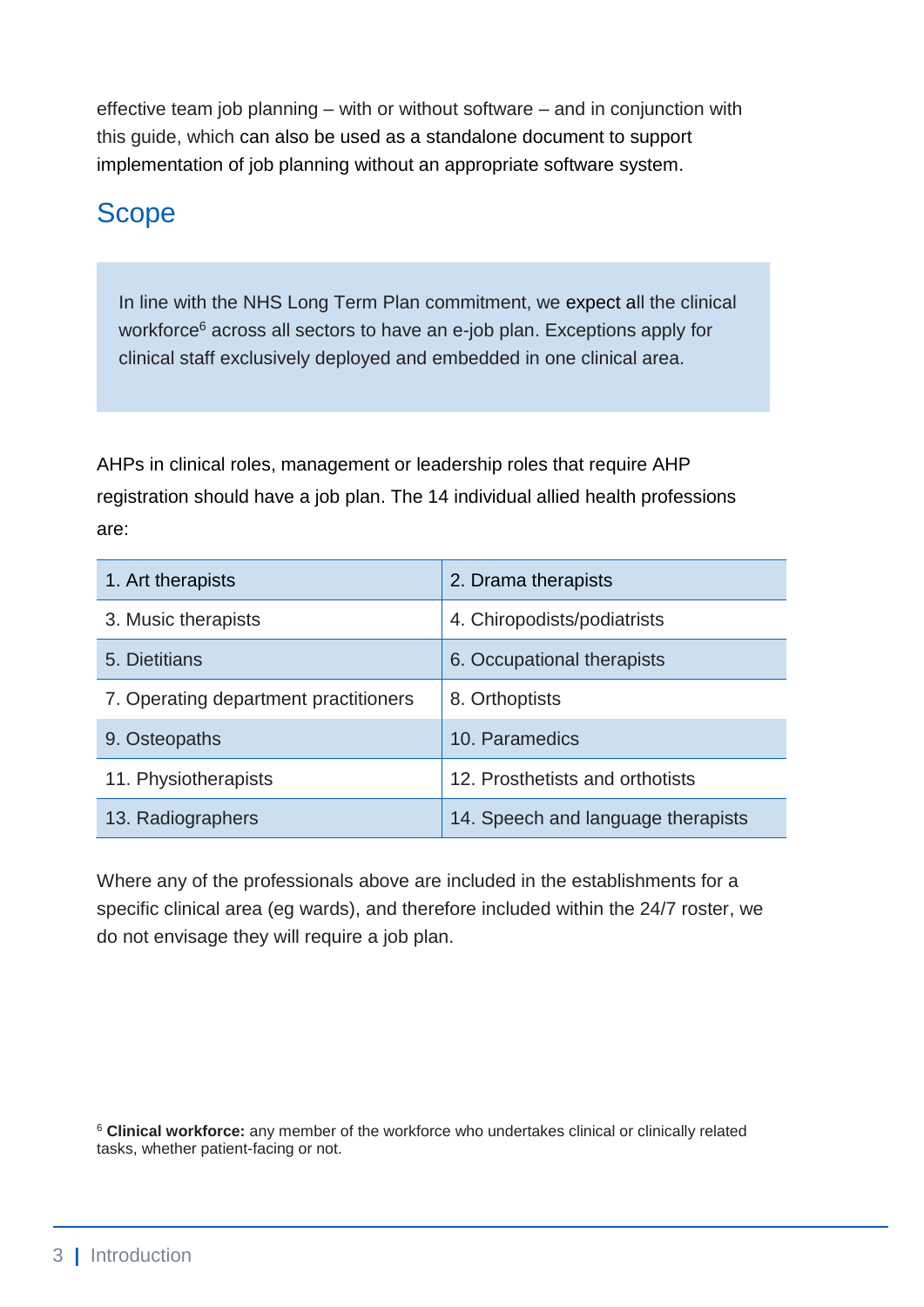effective team job planning – with or without software – and in conjunction with this guide, which can also be used as a standalone document to support implementation of job planning without an appropriate software system.

## Scope

In line with the NHS Long Term Plan commitment, we expect all the clinical workforce[6] across all sectors to have an e-job plan. Exceptions apply for clinical staff exclusively deployed and embedded in one clinical area.

AHPs in clinical roles, management or leadership roles that require AHP registration should have a job plan. The 14 individual allied health professions are:

| | |
|---|---|
| 1. Art therapists | 2. Drama therapists |
| 3. Music therapists | 4. Chiropodists/podiatrists |
| 5. Dietitians | 6. Occupational therapists |
| 7. Operating department practitioners | 8. Orthoptists |
| 9. Osteopaths | 10. Paramedics |
| 11. Physiotherapists | 12. Prosthetists and orthotists |
| 13. Radiographers | 14. Speech and language therapists |

Where any of the professionals above are included in the establishments for a specific clinical area (eg wards), and therefore included within the 24/7 roster, we do not envisage they will require a job plan.

[6] **Clinical workforce:** any member of the workforce who undertakes clinical or clinically related tasks, whether patient-facing or not.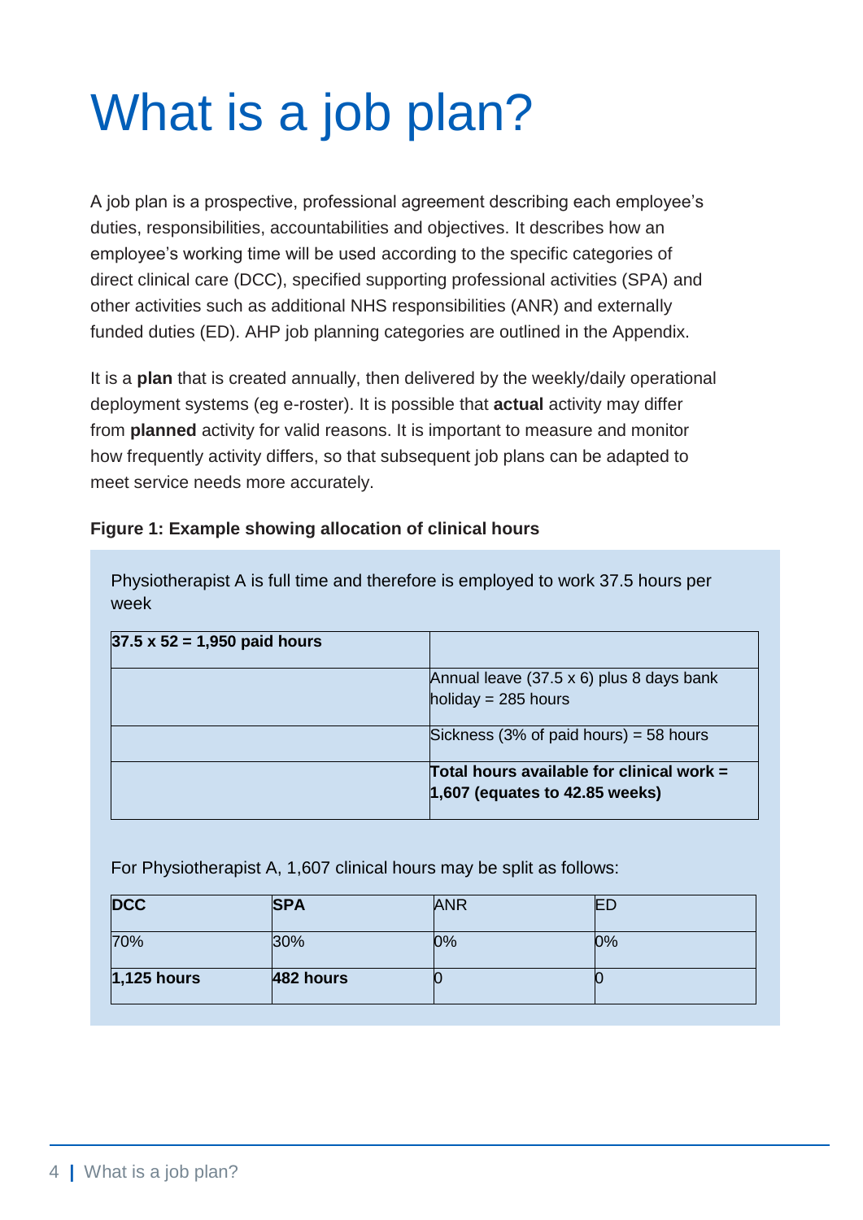# What is a job plan?

A job plan is a prospective, professional agreement describing each employee's duties, responsibilities, accountabilities and objectives. It describes how an employee's working time will be used according to the specific categories of direct clinical care (DCC), specified supporting professional activities (SPA) and other activities such as additional NHS responsibilities (ANR) and externally funded duties (ED). AHP job planning categories are outlined in the Appendix.

It is a **plan** that is created annually, then delivered by the weekly/daily operational deployment systems (eg e-roster). It is possible that **actual** activity may differ from **planned** activity for valid reasons. It is important to measure and monitor how frequently activity differs, so that subsequent job plans can be adapted to meet service needs more accurately.

**Figure 1: Example showing allocation of clinical hours**

Physiotherapist A is full time and therefore is employed to work 37.5 hours per week

| **37.5 x 52 = 1,950 paid hours** | |
|---|---|
| | Annual leave (37.5 x 6) plus 8 days bank holiday = 285 hours |
| | Sickness (3% of paid hours) = 58 hours |
| | **Total hours available for clinical work = 1,607 (equates to 42.85 weeks)** |

For Physiotherapist A, 1,607 clinical hours may be split as follows:

| **DCC** | **SPA** | ANR | ED |
|---|---|---|---|
| 70% | 30% | 0% | 0% |
| **1,125 hours** | **482 hours** | 0 | 0 |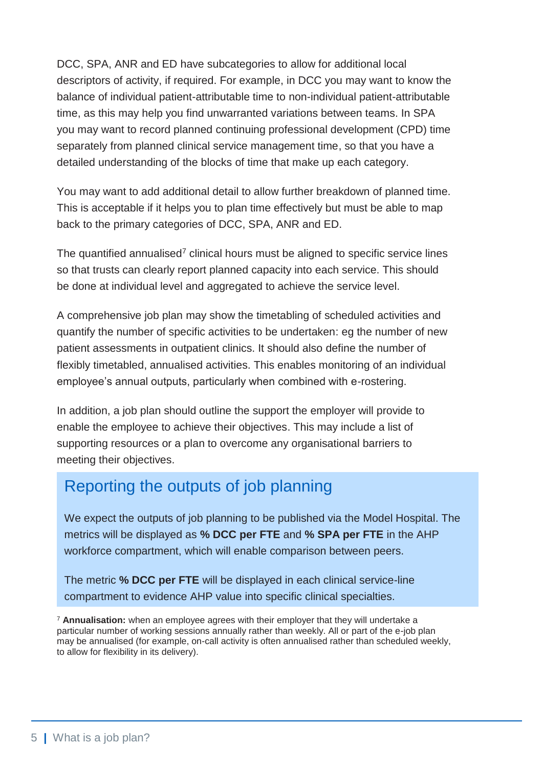DCC, SPA, ANR and ED have subcategories to allow for additional local descriptors of activity, if required. For example, in DCC you may want to know the balance of individual patient-attributable time to non-individual patient-attributable time, as this may help you find unwarranted variations between teams. In SPA you may want to record planned continuing professional development (CPD) time separately from planned clinical service management time, so that you have a detailed understanding of the blocks of time that make up each category.

You may want to add additional detail to allow further breakdown of planned time. This is acceptable if it helps you to plan time effectively but must be able to map back to the primary categories of DCC, SPA, ANR and ED.

The quantified annualised[7] clinical hours must be aligned to specific service lines so that trusts can clearly report planned capacity into each service. This should be done at individual level and aggregated to achieve the service level.

A comprehensive job plan may show the timetabling of scheduled activities and quantify the number of specific activities to be undertaken: eg the number of new patient assessments in outpatient clinics. It should also define the number of flexibly timetabled, annualised activities. This enables monitoring of an individual employee's annual outputs, particularly when combined with e-rostering.

In addition, a job plan should outline the support the employer will provide to enable the employee to achieve their objectives. This may include a list of supporting resources or a plan to overcome any organisational barriers to meeting their objectives.

## Reporting the outputs of job planning

We expect the outputs of job planning to be published via the Model Hospital. The metrics will be displayed as **% DCC per FTE** and **% SPA per FTE** in the AHP workforce compartment, which will enable comparison between peers.

The metric **% DCC per FTE** will be displayed in each clinical service-line compartment to evidence AHP value into specific clinical specialties.

[7] **Annualisation:** when an employee agrees with their employer that they will undertake a particular number of working sessions annually rather than weekly. All or part of the e-job plan may be annualised (for example, on-call activity is often annualised rather than scheduled weekly, to allow for flexibility in its delivery).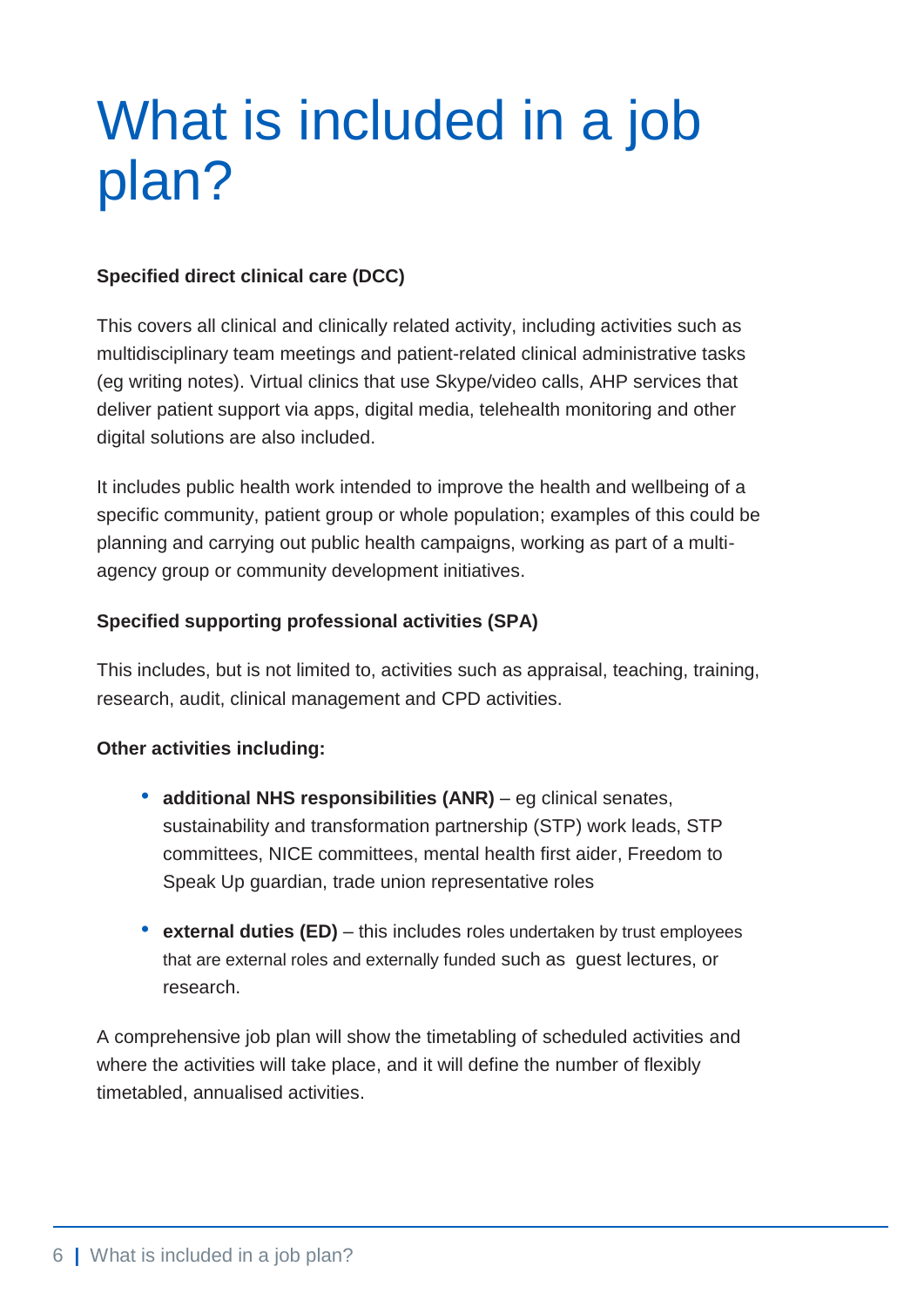# What is included in a job plan?

**Specified direct clinical care (DCC)**

This covers all clinical and clinically related activity, including activities such as multidisciplinary team meetings and patient-related clinical administrative tasks (eg writing notes). Virtual clinics that use Skype/video calls, AHP services that deliver patient support via apps, digital media, telehealth monitoring and other digital solutions are also included.

It includes public health work intended to improve the health and wellbeing of a specific community, patient group or whole population; examples of this could be planning and carrying out public health campaigns, working as part of a multi-agency group or community development initiatives.

**Specified supporting professional activities (SPA)**

This includes, but is not limited to, activities such as appraisal, teaching, training, research, audit, clinical management and CPD activities.

**Other activities including:**

- **additional NHS responsibilities (ANR)** – eg clinical senates, sustainability and transformation partnership (STP) work leads, STP committees, NICE committees, mental health first aider, Freedom to Speak Up guardian, trade union representative roles
- **external duties (ED)** – this includes roles undertaken by trust employees that are external roles and externally funded such as guest lectures, or research.

A comprehensive job plan will show the timetabling of scheduled activities and where the activities will take place, and it will define the number of flexibly timetabled, annualised activities.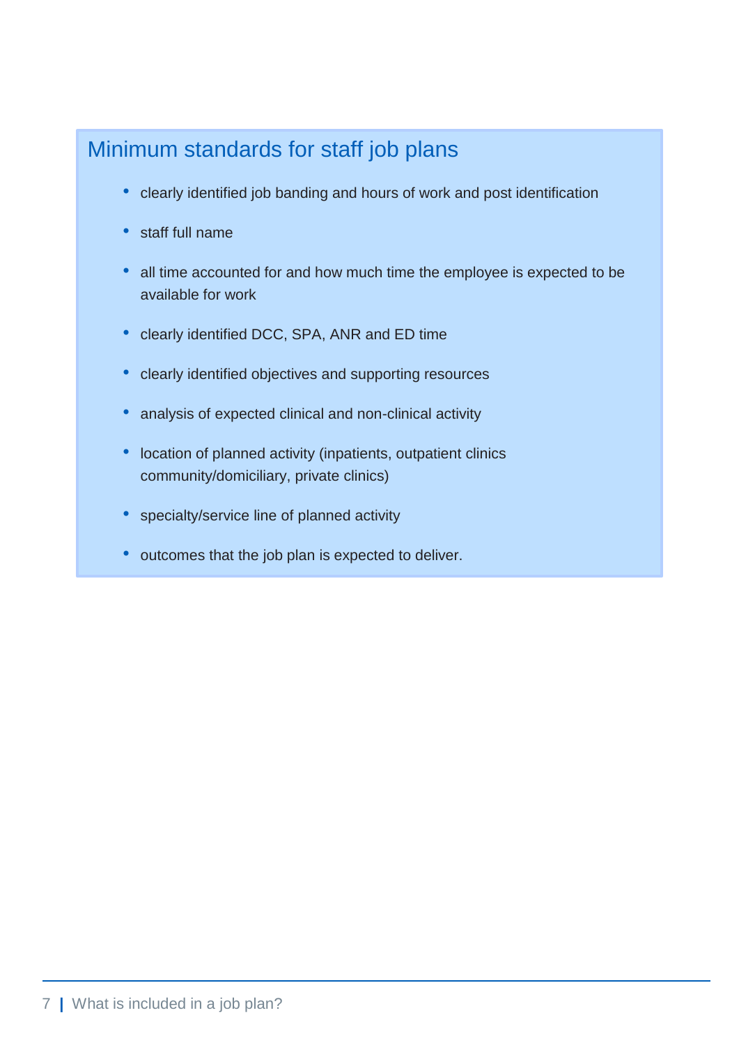## Minimum standards for staff job plans

- clearly identified job banding and hours of work and post identification
- staff full name
- all time accounted for and how much time the employee is expected to be available for work
- clearly identified DCC, SPA, ANR and ED time
- clearly identified objectives and supporting resources
- analysis of expected clinical and non-clinical activity
- location of planned activity (inpatients, outpatient clinics community/domiciliary, private clinics)
- specialty/service line of planned activity
- outcomes that the job plan is expected to deliver.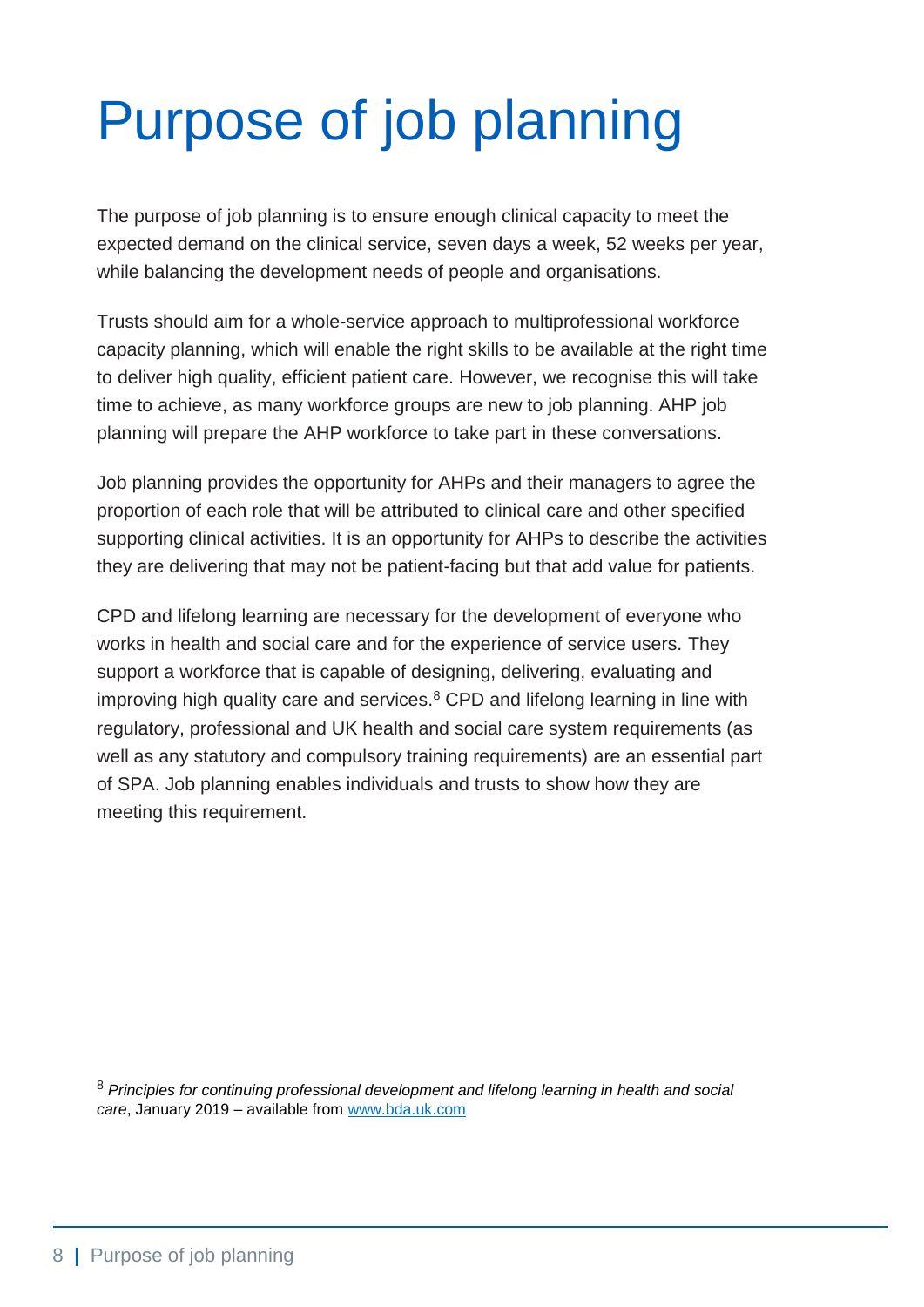# Purpose of job planning

The purpose of job planning is to ensure enough clinical capacity to meet the expected demand on the clinical service, seven days a week, 52 weeks per year, while balancing the development needs of people and organisations.

Trusts should aim for a whole-service approach to multiprofessional workforce capacity planning, which will enable the right skills to be available at the right time to deliver high quality, efficient patient care. However, we recognise this will take time to achieve, as many workforce groups are new to job planning. AHP job planning will prepare the AHP workforce to take part in these conversations.

Job planning provides the opportunity for AHPs and their managers to agree the proportion of each role that will be attributed to clinical care and other specified supporting clinical activities. It is an opportunity for AHPs to describe the activities they are delivering that may not be patient-facing but that add value for patients.

CPD and lifelong learning are necessary for the development of everyone who works in health and social care and for the experience of service users. They support a workforce that is capable of designing, delivering, evaluating and improving high quality care and services.[8] CPD and lifelong learning in line with regulatory, professional and UK health and social care system requirements (as well as any statutory and compulsory training requirements) are an essential part of SPA. Job planning enables individuals and trusts to show how they are meeting this requirement.

[8] *Principles for continuing professional development and lifelong learning in health and social care*, January 2019 – available from [www.bda.uk.com](http://www.bda.uk.com)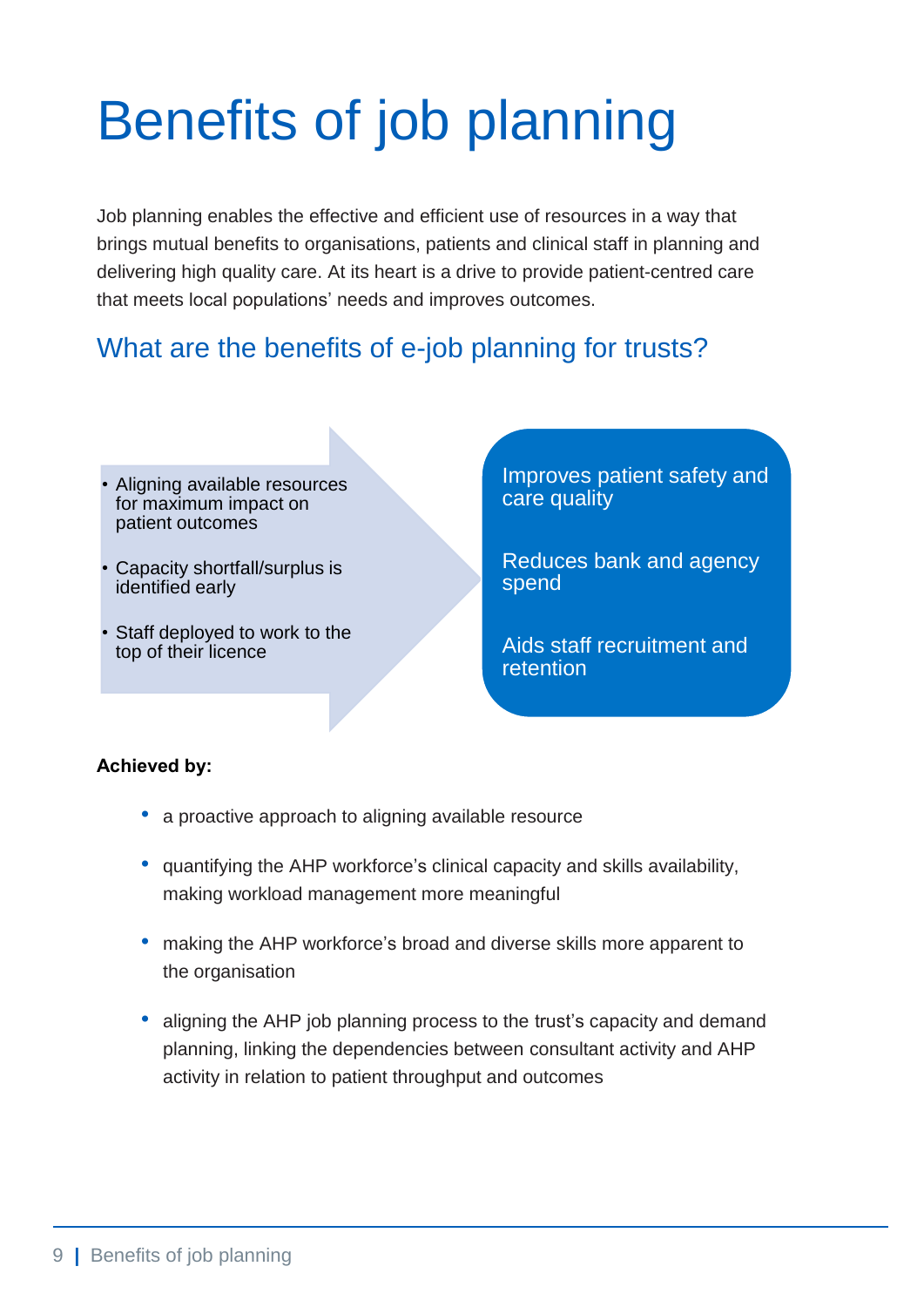# Benefits of job planning

Job planning enables the effective and efficient use of resources in a way that brings mutual benefits to organisations, patients and clinical staff in planning and delivering high quality care. At its heart is a drive to provide patient-centred care that meets local populations' needs and improves outcomes.

## What are the benefits of e-job planning for trusts?

- Aligning available resources for maximum impact on patient outcomes
- Capacity shortfall/surplus is identified early
- Staff deployed to work to the top of their licence

Improves patient safety and care quality

Reduces bank and agency spend

Aids staff recruitment and retention

**Achieved by:**

- a proactive approach to aligning available resource
- quantifying the AHP workforce's clinical capacity and skills availability, making workload management more meaningful
- making the AHP workforce's broad and diverse skills more apparent to the organisation
- aligning the AHP job planning process to the trust's capacity and demand planning, linking the dependencies between consultant activity and AHP activity in relation to patient throughput and outcomes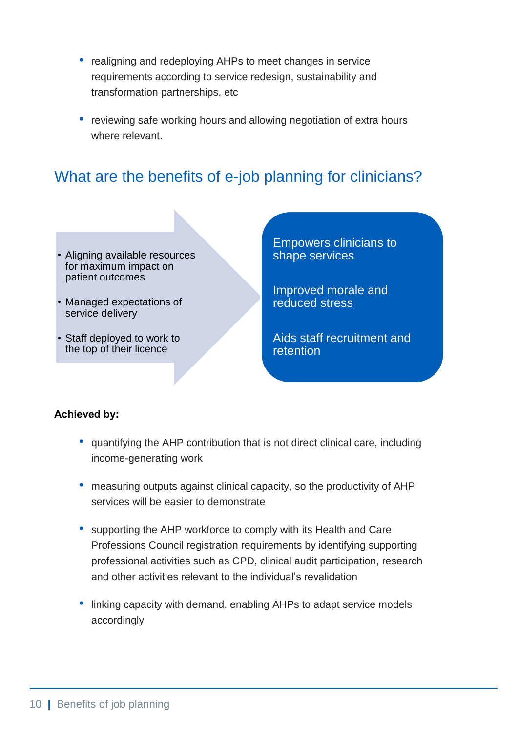- realigning and redeploying AHPs to meet changes in service requirements according to service redesign, sustainability and transformation partnerships, etc
- reviewing safe working hours and allowing negotiation of extra hours where relevant.

## What are the benefits of e-job planning for clinicians?

- Aligning available resources for maximum impact on patient outcomes
- Managed expectations of service delivery
- Staff deployed to work to the top of their licence

Empowers clinicians to shape services

Improved morale and reduced stress

Aids staff recruitment and retention

**Achieved by:**

- quantifying the AHP contribution that is not direct clinical care, including income-generating work
- measuring outputs against clinical capacity, so the productivity of AHP services will be easier to demonstrate
- supporting the AHP workforce to comply with its Health and Care Professions Council registration requirements by identifying supporting professional activities such as CPD, clinical audit participation, research and other activities relevant to the individual's revalidation
- linking capacity with demand, enabling AHPs to adapt service models accordingly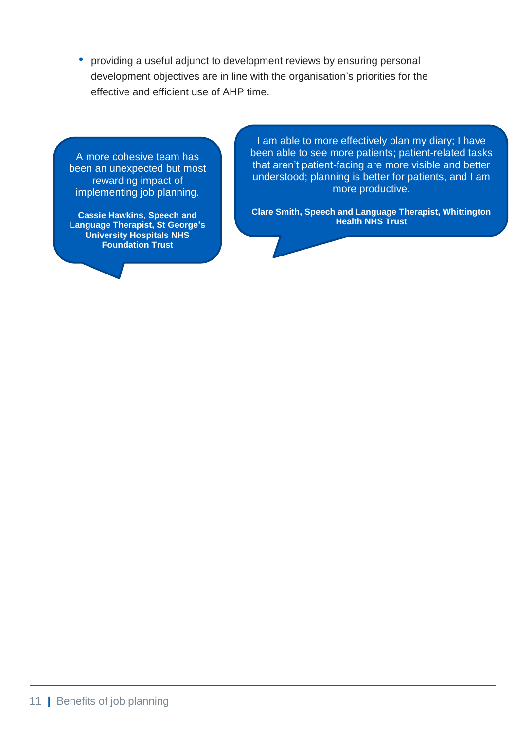- providing a useful adjunct to development reviews by ensuring personal development objectives are in line with the organisation's priorities for the effective and efficient use of AHP time.

> A more cohesive team has been an unexpected but most rewarding impact of implementing job planning.
>
> **Cassie Hawkins, Speech and Language Therapist, St George's University Hospitals NHS Foundation Trust**

> I am able to more effectively plan my diary; I have been able to see more patients; patient-related tasks that aren't patient-facing are more visible and better understood; planning is better for patients, and I am more productive.
>
> **Clare Smith, Speech and Language Therapist, Whittington Health NHS Trust**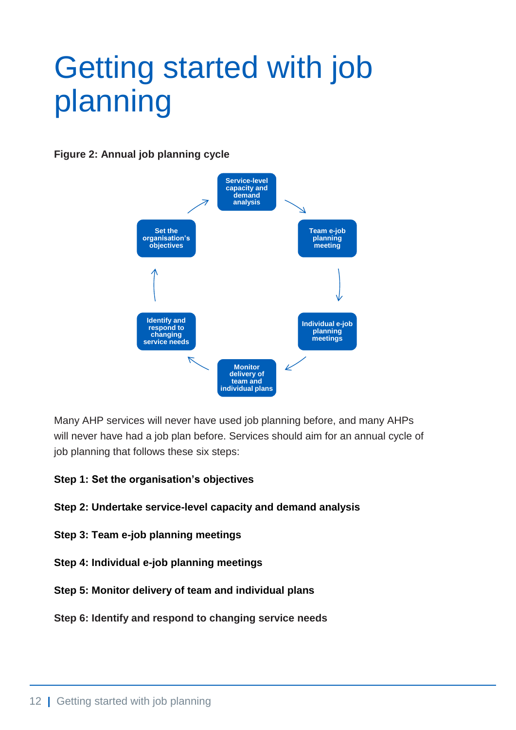# Getting started with job planning

**Figure 2: Annual job planning cycle**

Service-level capacity and demand analysis

Team e-job planning meeting

Individual e-job planning meetings

Monitor delivery of team and individual plans

Identify and respond to changing service needs

Set the organisation's objectives

Many AHP services will never have used job planning before, and many AHPs will never have had a job plan before. Services should aim for an annual cycle of job planning that follows these six steps:

**Step 1: Set the organisation's objectives**

**Step 2: Undertake service-level capacity and demand analysis**

**Step 3: Team e-job planning meetings**

**Step 4: Individual e-job planning meetings**

**Step 5: Monitor delivery of team and individual plans**

**Step 6: Identify and respond to changing service needs**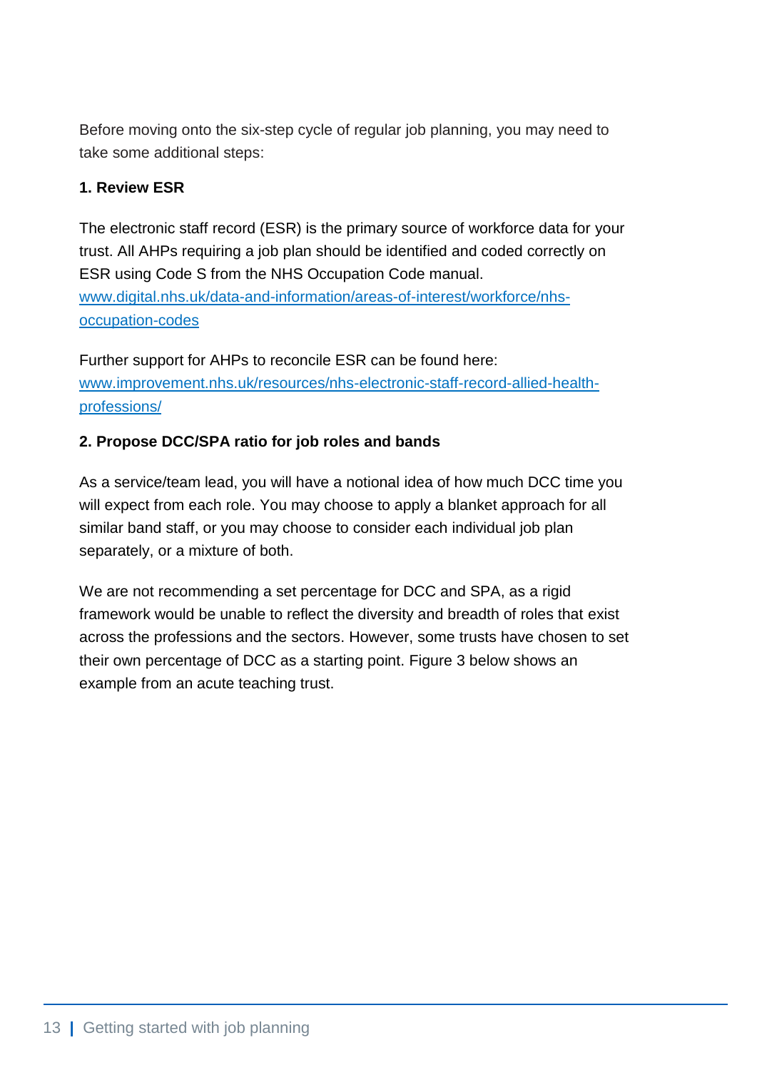Before moving onto the six-step cycle of regular job planning, you may need to take some additional steps:

**1. Review ESR**

The electronic staff record (ESR) is the primary source of workforce data for your trust. All AHPs requiring a job plan should be identified and coded correctly on ESR using Code S from the NHS Occupation Code manual. [www.digital.nhs.uk/data-and-information/areas-of-interest/workforce/nhs-occupation-codes](www.digital.nhs.uk/data-and-information/areas-of-interest/workforce/nhs-occupation-codes)

Further support for AHPs to reconcile ESR can be found here: [www.improvement.nhs.uk/resources/nhs-electronic-staff-record-allied-health-professions/](www.improvement.nhs.uk/resources/nhs-electronic-staff-record-allied-health-professions/)

**2. Propose DCC/SPA ratio for job roles and bands**

As a service/team lead, you will have a notional idea of how much DCC time you will expect from each role. You may choose to apply a blanket approach for all similar band staff, or you may choose to consider each individual job plan separately, or a mixture of both.

We are not recommending a set percentage for DCC and SPA, as a rigid framework would be unable to reflect the diversity and breadth of roles that exist across the professions and the sectors. However, some trusts have chosen to set their own percentage of DCC as a starting point. Figure 3 below shows an example from an acute teaching trust.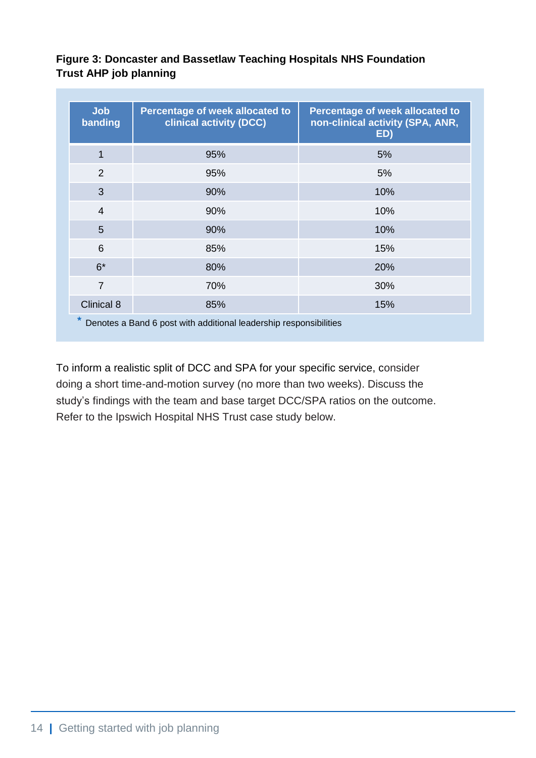**Figure 3: Doncaster and Bassetlaw Teaching Hospitals NHS Foundation Trust AHP job planning**

| Job banding | Percentage of week allocated to clinical activity (DCC) | Percentage of week allocated to non-clinical activity (SPA, ANR, ED) |
|---|---|---|
| 1 | 95% | 5% |
| 2 | 95% | 5% |
| 3 | 90% | 10% |
| 4 | 90% | 10% |
| 5 | 90% | 10% |
| 6 | 85% | 15% |
| 6* | 80% | 20% |
| 7 | 70% | 30% |
| Clinical 8 | 85% | 15% |

* Denotes a Band 6 post with additional leadership responsibilities

To inform a realistic split of DCC and SPA for your specific service, consider doing a short time-and-motion survey (no more than two weeks). Discuss the study's findings with the team and base target DCC/SPA ratios on the outcome. Refer to the Ipswich Hospital NHS Trust case study below.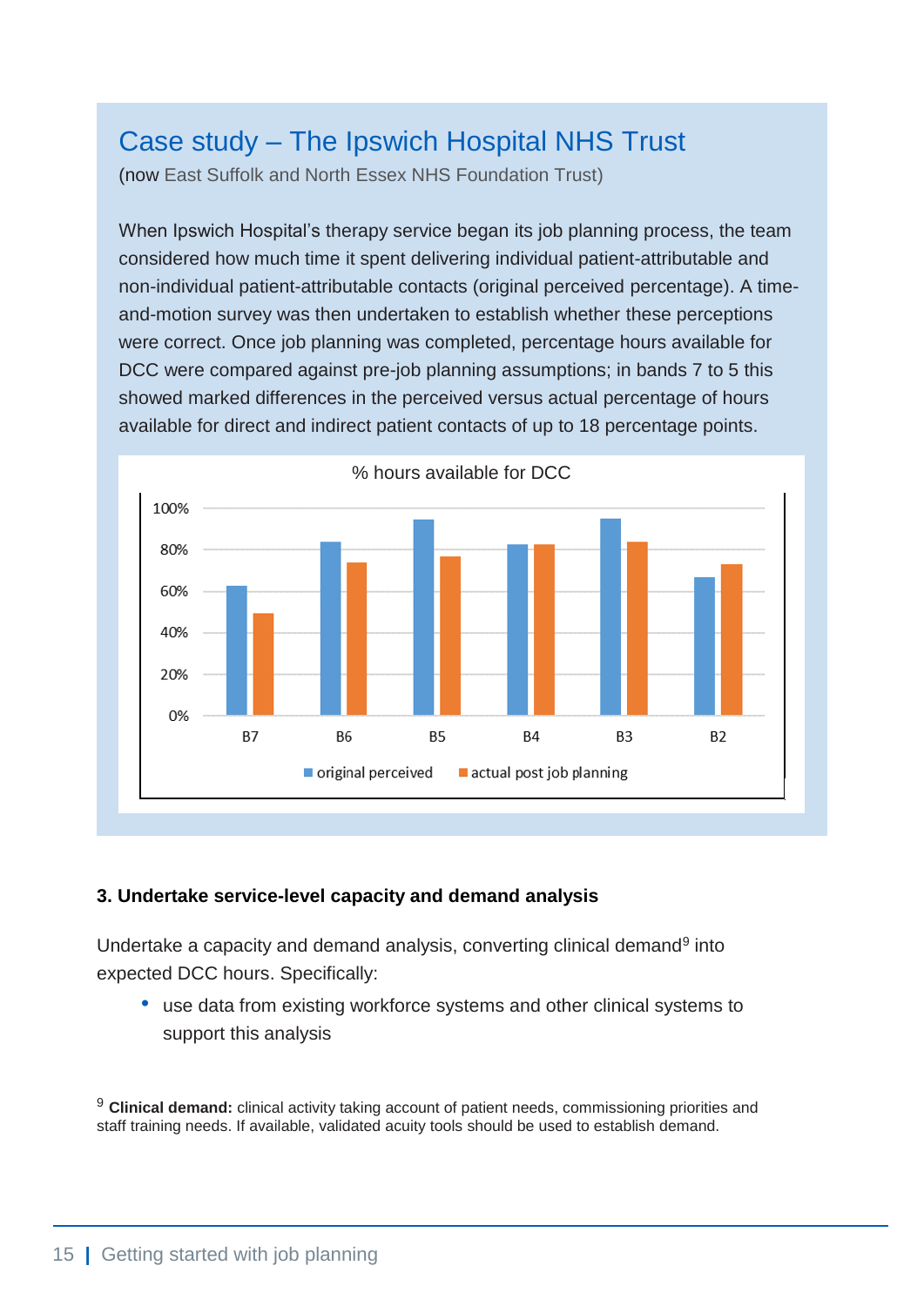## Case study – The Ipswich Hospital NHS Trust

(now East Suffolk and North Essex NHS Foundation Trust)

When Ipswich Hospital's therapy service began its job planning process, the team considered how much time it spent delivering individual patient-attributable and non-individual patient-attributable contacts (original perceived percentage). A time-and-motion survey was then undertaken to establish whether these perceptions were correct. Once job planning was completed, percentage hours available for DCC were compared against pre-job planning assumptions; in bands 7 to 5 this showed marked differences in the perceived versus actual percentage of hours available for direct and indirect patient contacts of up to 18 percentage points.

% hours available for DCC

■ original perceived ■ actual post job planning

### 3. Undertake service-level capacity and demand analysis

Undertake a capacity and demand analysis, converting clinical demand[9] into expected DCC hours. Specifically:

- use data from existing workforce systems and other clinical systems to support this analysis

[9] **Clinical demand:** clinical activity taking account of patient needs, commissioning priorities and staff training needs. If available, validated acuity tools should be used to establish demand.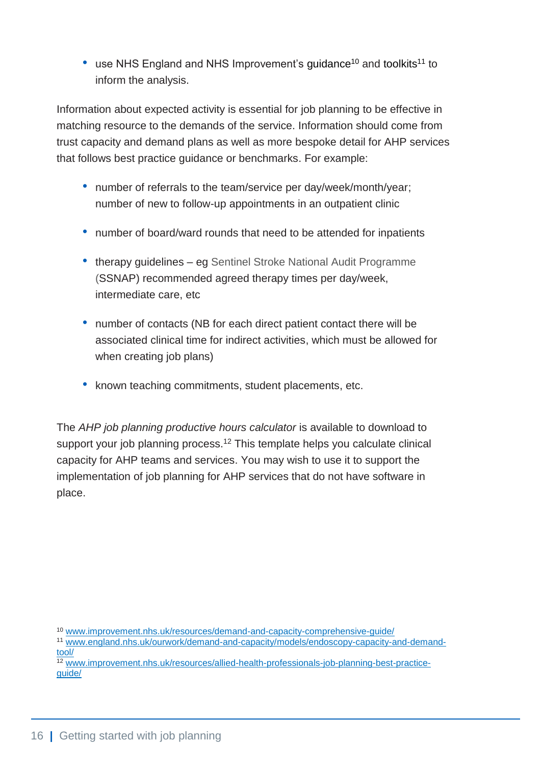- use NHS England and NHS Improvement's guidance[10] and toolkits[11] to inform the analysis.

Information about expected activity is essential for job planning to be effective in matching resource to the demands of the service. Information should come from trust capacity and demand plans as well as more bespoke detail for AHP services that follows best practice guidance or benchmarks. For example:

- number of referrals to the team/service per day/week/month/year; number of new to follow-up appointments in an outpatient clinic
- number of board/ward rounds that need to be attended for inpatients
- therapy guidelines – eg Sentinel Stroke National Audit Programme (SSNAP) recommended agreed therapy times per day/week, intermediate care, etc
- number of contacts (NB for each direct patient contact there will be associated clinical time for indirect activities, which must be allowed for when creating job plans)
- known teaching commitments, student placements, etc.

The *AHP job planning productive hours calculator* is available to download to support your job planning process.[12] This template helps you calculate clinical capacity for AHP teams and services. You may wish to use it to support the implementation of job planning for AHP services that do not have software in place.

[10] www.improvement.nhs.uk/resources/demand-and-capacity-comprehensive-guide/

[11] www.england.nhs.uk/ourwork/demand-and-capacity/models/endoscopy-capacity-and-demand-tool/

[12] www.improvement.nhs.uk/resources/allied-health-professionals-job-planning-best-practice-guide/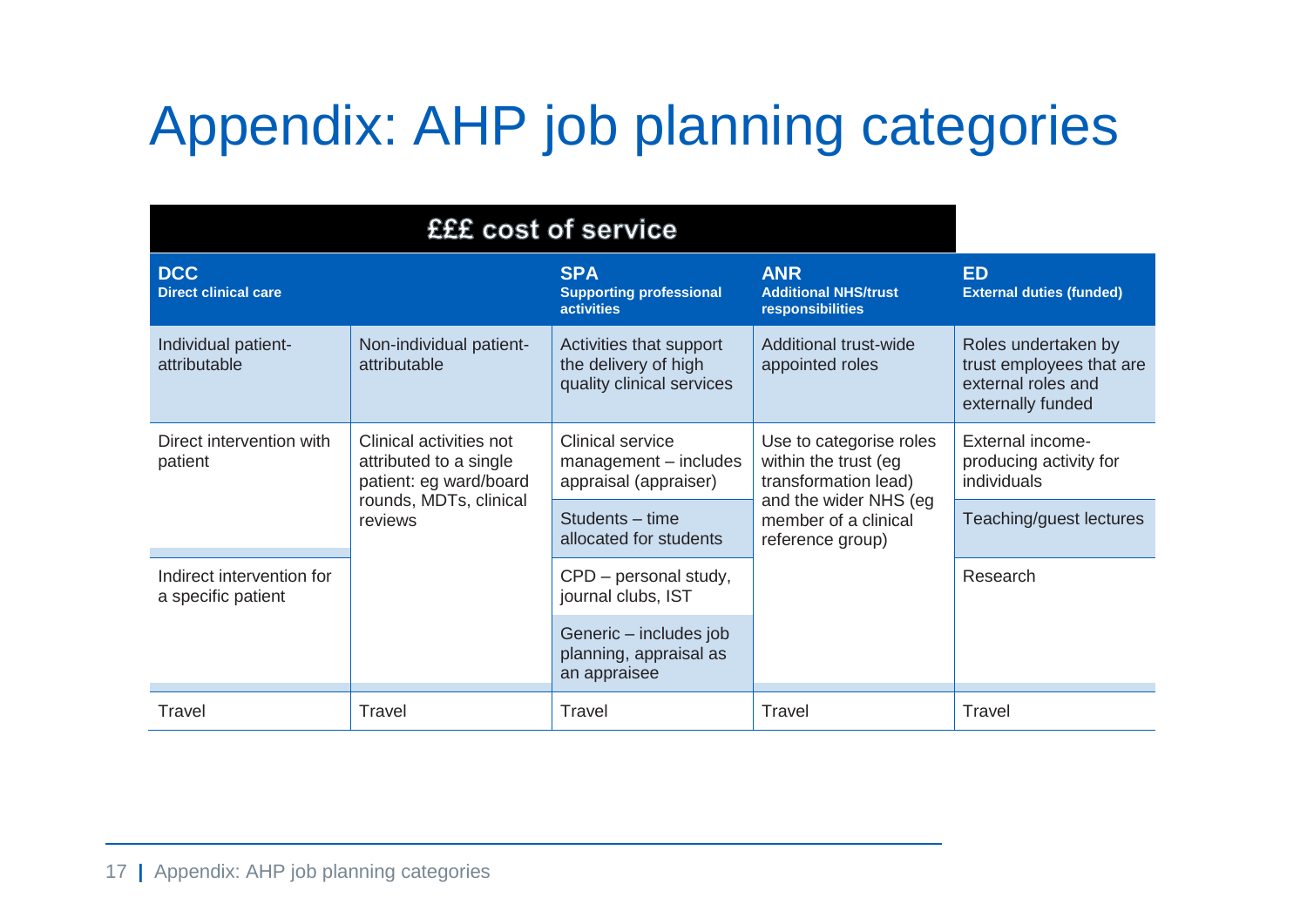# Appendix: AHP job planning categories

| £££ cost of service | | | | |
|---|---|---|---|---|
| **DCC** **Direct clinical care** | | **SPA** **Supporting professional activities** | **ANR** **Additional NHS/trust responsibilities** | **ED** **External duties (funded)** |
| Individual patient-attributable | Non-individual patient-attributable | Activities that support the delivery of high quality clinical services | Additional trust-wide appointed roles | Roles undertaken by trust employees that are external roles and externally funded |
| Direct intervention with patient | Clinical activities not attributed to a single patient: eg ward/board rounds, MDTs, clinical reviews | Clinical service management – includes appraisal (appraiser) | Use to categorise roles within the trust (eg transformation lead) and the wider NHS (eg member of a clinical reference group) | External income-producing activity for individuals |
| | | Students – time allocated for students | | Teaching/guest lectures |
| Indirect intervention for a specific patient | | CPD – personal study, journal clubs, IST | | Research |
| | | Generic – includes job planning, appraisal as an appraisee | | |
| Travel | Travel | Travel | Travel | Travel |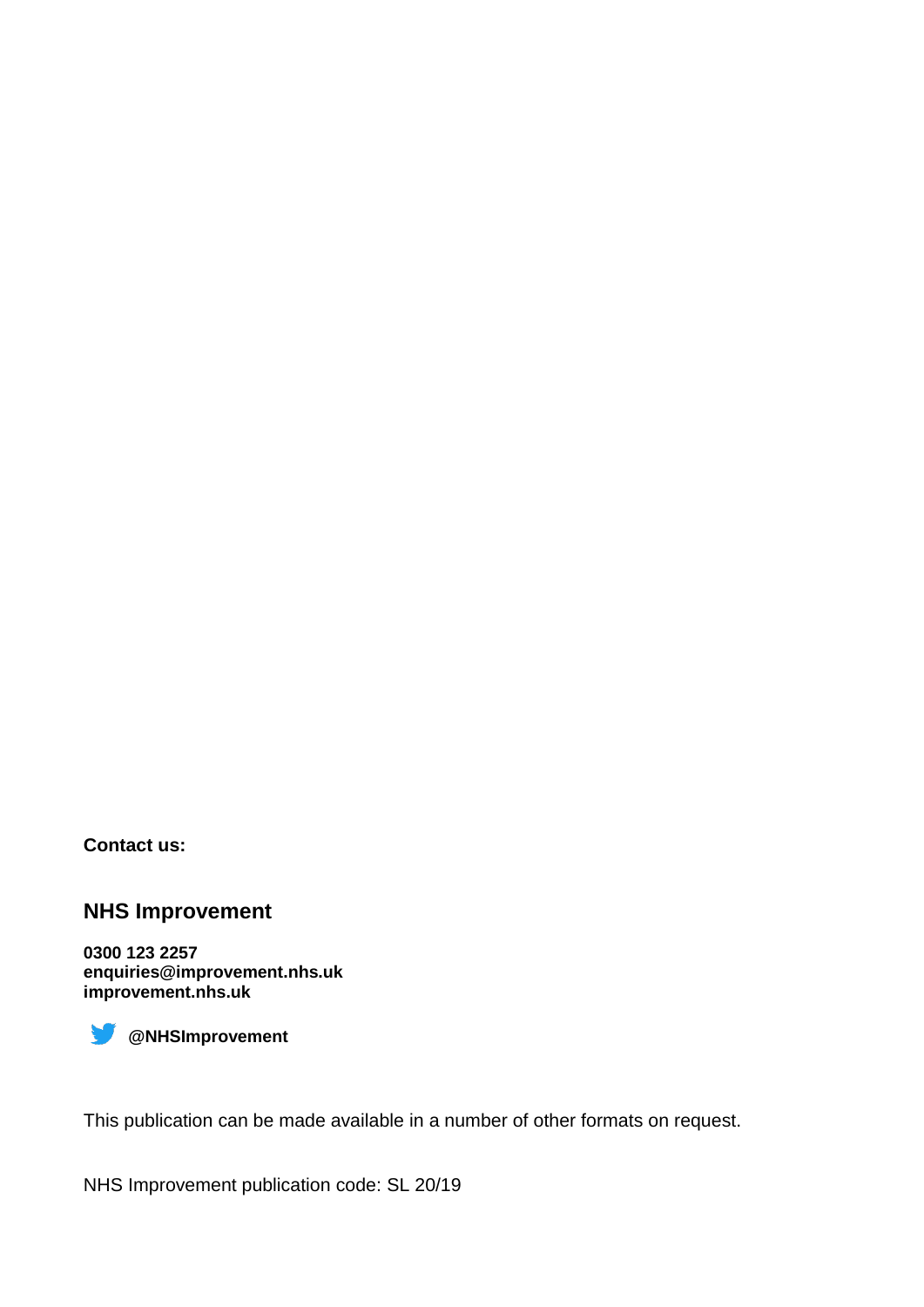**Contact us:**

## NHS Improvement

**0300 123 2257**
**enquiries@improvement.nhs.uk**
**improvement.nhs.uk**

**@NHSImprovement**

This publication can be made available in a number of other formats on request.

NHS Improvement publication code: SL 20/19